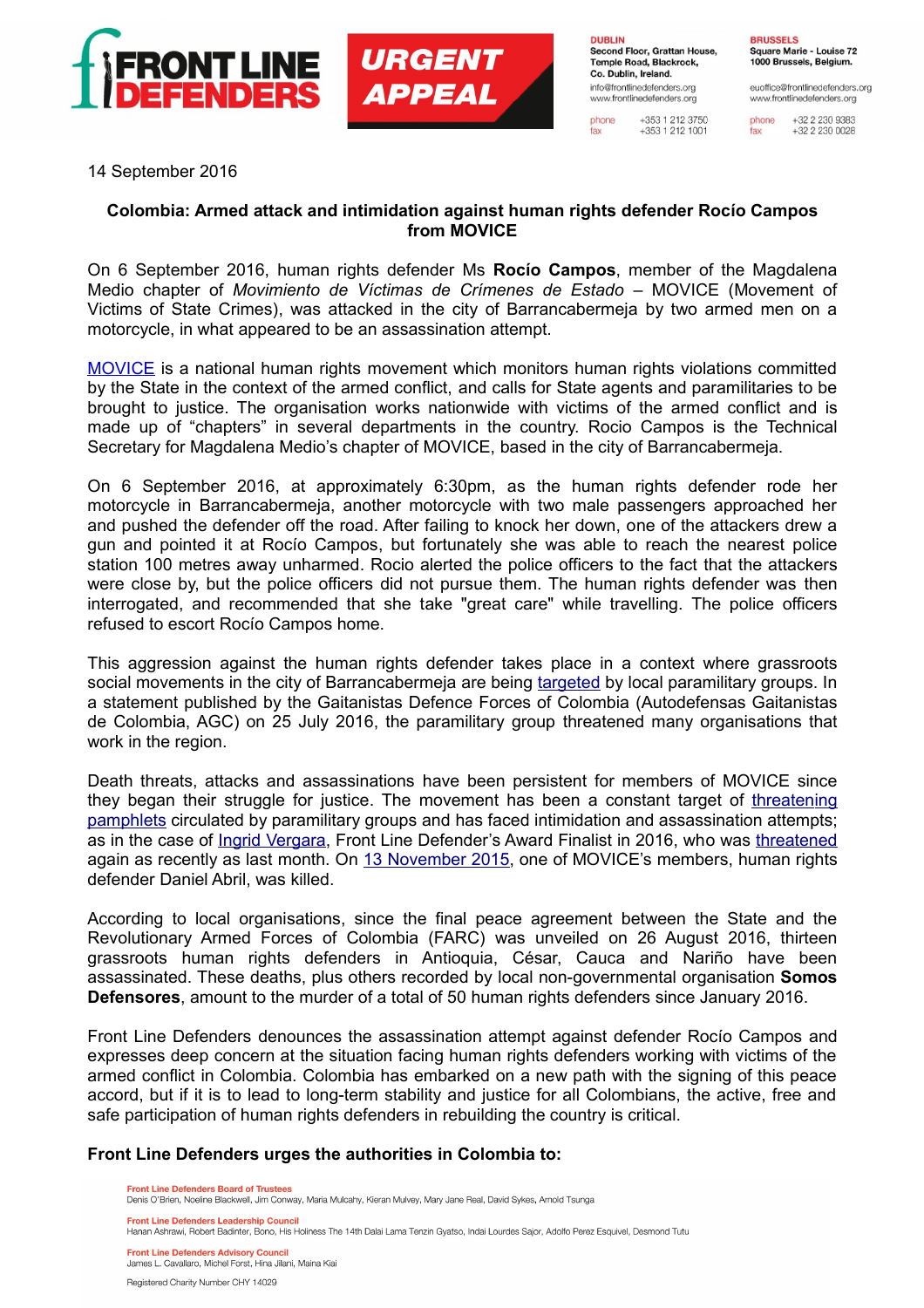**FRONT LINE DEFENDERS** **URGENT APPEAL**

**DUBLIN**
**Second Floor, Grattan House, Temple Road, Blackrock, Co. Dublin, Ireland.**
info@frontlinedefenders.org
www.frontlinedefenders.org
phone +353 1 212 3750
fax +353 1 212 1001

**BRUSSELS**
**Square Marie - Louise 72 1000 Brussels, Belgium.**
euoffice@frontlinedefenders.org
www.frontlinedefenders.org
phone +32 2 230 9383
fax +32 2 230 0028

14 September 2016

**Colombia: Armed attack and intimidation against human rights defender Rocío Campos from MOVICE**

On 6 September 2016, human rights defender Ms **Rocío Campos**, member of the Magdalena Medio chapter of *Movimiento de Víctimas de Crímenes de Estado* – MOVICE (Movement of Victims of State Crimes), was attacked in the city of Barrancabermeja by two armed men on a motorcycle, in what appeared to be an assassination attempt.

MOVICE is a national human rights movement which monitors human rights violations committed by the State in the context of the armed conflict, and calls for State agents and paramilitaries to be brought to justice. The organisation works nationwide with victims of the armed conflict and is made up of "chapters" in several departments in the country. Rocio Campos is the Technical Secretary for Magdalena Medio's chapter of MOVICE, based in the city of Barrancabermeja.

On 6 September 2016, at approximately 6:30pm, as the human rights defender rode her motorcycle in Barrancabermeja, another motorcycle with two male passengers approached her and pushed the defender off the road. After failing to knock her down, one of the attackers drew a gun and pointed it at Rocío Campos, but fortunately she was able to reach the nearest police station 100 metres away unharmed. Rocio alerted the police officers to the fact that the attackers were close by, but the police officers did not pursue them. The human rights defender was then interrogated, and recommended that she take "great care" while travelling. The police officers refused to escort Rocío Campos home.

This aggression against the human rights defender takes place in a context where grassroots social movements in the city of Barrancabermeja are being targeted by local paramilitary groups. In a statement published by the Gaitanistas Defence Forces of Colombia (Autodefensas Gaitanistas de Colombia, AGC) on 25 July 2016, the paramilitary group threatened many organisations that work in the region.

Death threats, attacks and assassinations have been persistent for members of MOVICE since they began their struggle for justice. The movement has been a constant target of threatening pamphlets circulated by paramilitary groups and has faced intimidation and assassination attempts; as in the case of Ingrid Vergara, Front Line Defender's Award Finalist in 2016, who was threatened again as recently as last month. On 13 November 2015, one of MOVICE's members, human rights defender Daniel Abril, was killed.

According to local organisations, since the final peace agreement between the State and the Revolutionary Armed Forces of Colombia (FARC) was unveiled on 26 August 2016, thirteen grassroots human rights defenders in Antioquia, César, Cauca and Nariño have been assassinated. These deaths, plus others recorded by local non-governmental organisation **Somos Defensores**, amount to the murder of a total of 50 human rights defenders since January 2016.

Front Line Defenders denounces the assassination attempt against defender Rocío Campos and expresses deep concern at the situation facing human rights defenders working with victims of the armed conflict in Colombia. Colombia has embarked on a new path with the signing of this peace accord, but if it is to lead to long-term stability and justice for all Colombians, the active, free and safe participation of human rights defenders in rebuilding the country is critical.

**Front Line Defenders urges the authorities in Colombia to:**

**Front Line Defenders Board of Trustees**
Denis O'Brien, Noeline Blackwell, Jim Conway, Maria Mulcahy, Kieran Mulvey, Mary Jane Real, David Sykes, Arnold Tsunga

**Front Line Defenders Leadership Council**
Hanan Ashrawi, Robert Badinter, Bono, His Holiness The 14th Dalai Lama Tenzin Gyatso, Indai Lourdes Sajor, Adolfo Perez Esquivel, Desmond Tutu

**Front Line Defenders Advisory Council**
James L. Cavallaro, Michel Forst, Hina Jilani, Maina Kiai

Registered Charity Number CHY 14029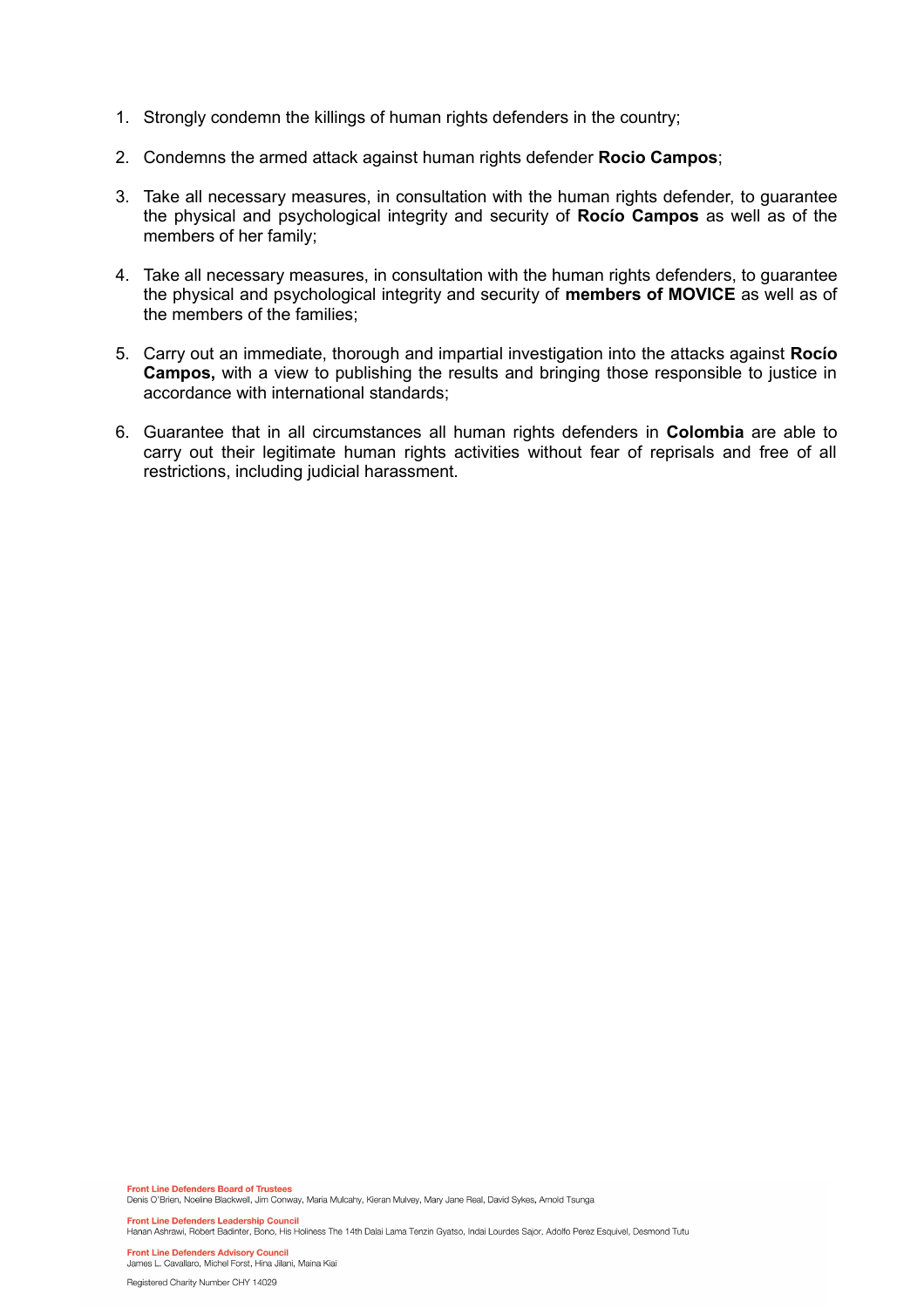1. Strongly condemn the killings of human rights defenders in the country;

2. Condemns the armed attack against human rights defender **Rocio Campos**;

3. Take all necessary measures, in consultation with the human rights defender, to guarantee the physical and psychological integrity and security of **Rocío Campos** as well as of the members of her family;

4. Take all necessary measures, in consultation with the human rights defenders, to guarantee the physical and psychological integrity and security of **members of MOVICE** as well as of the members of the families;

5. Carry out an immediate, thorough and impartial investigation into the attacks against **Rocío Campos,** with a view to publishing the results and bringing those responsible to justice in accordance with international standards;

6. Guarantee that in all circumstances all human rights defenders in **Colombia** are able to carry out their legitimate human rights activities without fear of reprisals and free of all restrictions, including judicial harassment.

**Front Line Defenders Board of Trustees**
Denis O'Brien, Noeline Blackwell, Jim Conway, Maria Mulcahy, Kieran Mulvey, Mary Jane Real, David Sykes, Arnold Tsunga

**Front Line Defenders Leadership Council**
Hanan Ashrawi, Robert Badinter, Bono, His Holiness The 14th Dalai Lama Tenzin Gyatso, Indai Lourdes Sajor, Adolfo Perez Esquivel, Desmond Tutu

**Front Line Defenders Advisory Council**
James L. Cavallaro, Michel Forst, Hina Jilani, Maina Kiai

Registered Charity Number CHY 14029